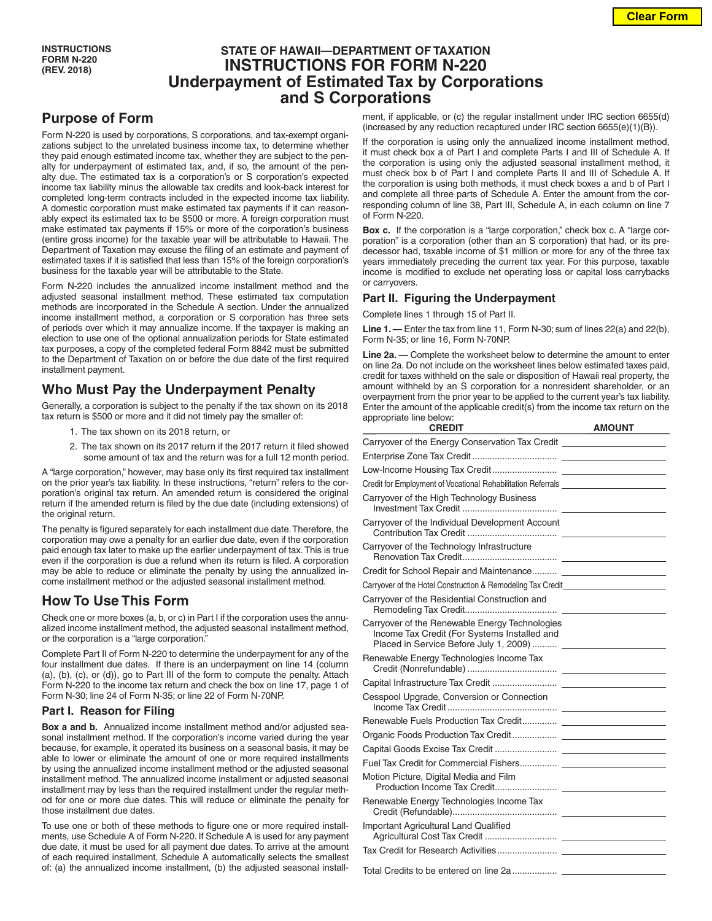INSTRUCTIONS FORM N-220 (REV. 2018)

# STATE OF HAWAII—DEPARTMENT OF TAXATION
# INSTRUCTIONS FOR FORM N-220
# Underpayment of Estimated Tax by Corporations and S Corporations

## Purpose of Form

Form N-220 is used by corporations, S corporations, and tax-exempt organizations subject to the unrelated business income tax, to determine whether they paid enough estimated income tax, whether they are subject to the penalty for underpayment of estimated tax, and, if so, the amount of the penalty due. The estimated tax is a corporation's or S corporation's expected income tax liability minus the allowable tax credits and look-back interest for completed long-term contracts included in the expected income tax liability. A domestic corporation must make estimated tax payments if it can reasonably expect its estimated tax to be $500 or more. A foreign corporation must make estimated tax payments if 15% or more of the corporation's business (entire gross income) for the taxable year will be attributable to Hawaii. The Department of Taxation may excuse the filing of an estimate and payment of estimated taxes if it is satisfied that less than 15% of the foreign corporation's business for the taxable year will be attributable to the State.

Form N-220 includes the annualized income installment method and the adjusted seasonal installment method. These estimated tax computation methods are incorporated in the Schedule A section. Under the annualized income installment method, a corporation or S corporation has three sets of periods over which it may annualize income. If the taxpayer is making an election to use one of the optional annualization periods for State estimated tax purposes, a copy of the completed federal Form 8842 must be submitted to the Department of Taxation on or before the due date of the first required installment payment.

## Who Must Pay the Underpayment Penalty

Generally, a corporation is subject to the penalty if the tax shown on its 2018 tax return is $500 or more and it did not timely pay the smaller of:

1. The tax shown on its 2018 return, or
2. The tax shown on its 2017 return if the 2017 return it filed showed some amount of tax and the return was for a full 12 month period.

A "large corporation," however, may base only its first required tax installment on the prior year's tax liability. In these instructions, "return" refers to the corporation's original tax return. An amended return is considered the original return if the amended return is filed by the due date (including extensions) of the original return.

The penalty is figured separately for each installment due date. Therefore, the corporation may owe a penalty for an earlier due date, even if the corporation paid enough tax later to make up the earlier underpayment of tax. This is true even if the corporation is due a refund when its return is filed. A corporation may be able to reduce or eliminate the penalty by using the annualized income installment method or the adjusted seasonal installment method.

## How To Use This Form

Check one or more boxes (a, b, or c) in Part I if the corporation uses the annualized income installment method, the adjusted seasonal installment method, or the corporation is a "large corporation."

Complete Part II of Form N-220 to determine the underpayment for any of the four installment due dates. If there is an underpayment on line 14 (column (a), (b), (c), or (d)), go to Part III of the form to compute the penalty. Attach Form N-220 to the income tax return and check the box on line 17, page 1 of Form N-30; line 24 of Form N-35; or line 22 of Form N-70NP.

### Part I. Reason for Filing

**Box a and b.** Annualized income installment method and/or adjusted seasonal installment method. If the corporation's income varied during the year because, for example, it operated its business on a seasonal basis, it may be able to lower or eliminate the amount of one or more required installments by using the annualized income installment method or the adjusted seasonal installment method. The annualized income installment or adjusted seasonal installment may by less than the required installment under the regular method for one or more due dates. This will reduce or eliminate the penalty for those installment due dates.

To use one or both of these methods to figure one or more required installments, use Schedule A of Form N-220. If Schedule A is used for any payment due date, it must be used for all payment due dates. To arrive at the amount of each required installment, Schedule A automatically selects the smallest of: (a) the annualized income installment, (b) the adjusted seasonal installment, if applicable, or (c) the regular installment under IRC section 6655(d) (increased by any reduction recaptured under IRC section 6655(e)(1)(B)).

If the corporation is using only the annualized income installment method, it must check box a of Part I and complete Parts I and III of Schedule A. If the corporation is using only the adjusted seasonal installment method, it must check box b of Part I and complete Parts II and III of Schedule A. If the corporation is using both methods, it must check boxes a and b of Part I and complete all three parts of Schedule A. Enter the amount from the corresponding column of line 38, Part III, Schedule A, in each column on line 7 of Form N-220.

**Box c.** If the corporation is a "large corporation," check box c. A "large corporation" is a corporation (other than an S corporation) that had, or its predecessor had, taxable income of $1 million or more for any of the three tax years immediately preceding the current tax year. For this purpose, taxable income is modified to exclude net operating loss or capital loss carrybacks or carryovers.

### Part II. Figuring the Underpayment

Complete lines 1 through 15 of Part II.

**Line 1. —** Enter the tax from line 11, Form N-30; sum of lines 22(a) and 22(b), Form N-35; or line 16, Form N-70NP.

**Line 2a. —** Complete the worksheet below to determine the amount to enter on line 2a. Do not include on the worksheet lines below estimated taxes paid, credit for taxes withheld on the sale or disposition of Hawaii real property, the amount withheld by an S corporation for a nonresident shareholder, or an overpayment from the prior year to be applied to the current year's tax liability. Enter the amount of the applicable credit(s) from the income tax return on the appropriate line below:

| CREDIT | AMOUNT |
|---|---|
| Carryover of the Energy Conservation Tax Credit | |
| Enterprise Zone Tax Credit | |
| Low-Income Housing Tax Credit | |
| Credit for Employment of Vocational Rehabilitation Referrals | |
| Carryover of the High Technology Business Investment Tax Credit | |
| Carryover of the Individual Development Account Contribution Tax Credit | |
| Carryover of the Technology Infrastructure Renovation Tax Credit | |
| Credit for School Repair and Maintenance | |
| Carryover of the Hotel Construction & Remodeling Tax Credit | |
| Carryover of the Residential Construction and Remodeling Tax Credit | |
| Carryover of the Renewable Energy Technologies Income Tax Credit (For Systems Installed and Placed in Service Before July 1, 2009) | |
| Renewable Energy Technologies Income Tax Credit (Nonrefundable) | |
| Capital Infrastructure Tax Credit | |
| Cesspool Upgrade, Conversion or Connection Income Tax Credit | |
| Renewable Fuels Production Tax Credit | |
| Organic Foods Production Tax Credit | |
| Capital Goods Excise Tax Credit | |
| Fuel Tax Credit for Commercial Fishers | |
| Motion Picture, Digital Media and Film Production Income Tax Credit | |
| Renewable Energy Technologies Income Tax Credit (Refundable) | |
| Important Agricultural Land Qualified Agricultural Cost Tax Credit | |
| Tax Credit for Research Activities | |
| Total Credits to be entered on line 2a | |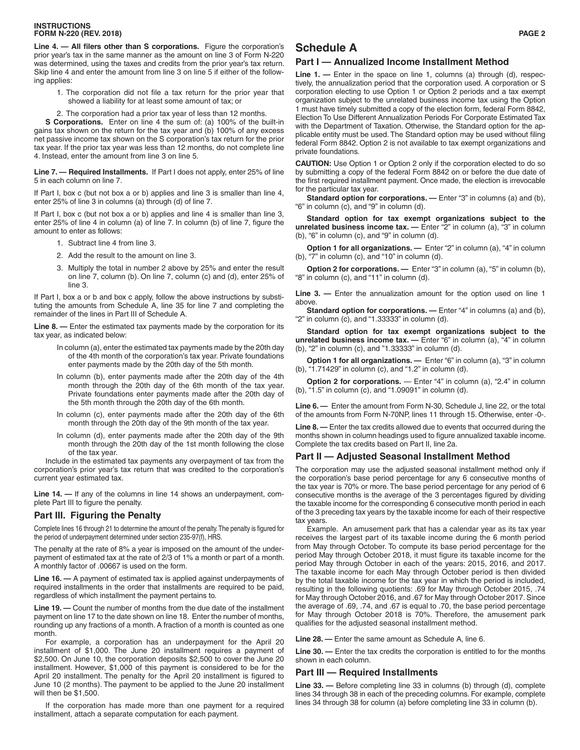**Line 4. — All filers other than S corporations.** Figure the corporation's prior year's tax in the same manner as the amount on line 3 of Form N-220 was determined, using the taxes and credits from the prior year's tax return. Skip line 4 and enter the amount from line 3 on line 5 if either of the following applies:

1. The corporation did not file a tax return for the prior year that showed a liability for at least some amount of tax; or
2. The corporation had a prior tax year of less than 12 months.

**S Corporations.** Enter on line 4 the sum of: (a) 100% of the built-in gains tax shown on the return for the tax year and (b) 100% of any excess net passive income tax shown on the S corporation's tax return for the prior tax year. If the prior tax year was less than 12 months, do not complete line 4. Instead, enter the amount from line 3 on line 5.

**Line 7. — Required Installments.** If Part I does not apply, enter 25% of line 5 in each column on line 7.

If Part I, box c (but not box a or b) applies and line 3 is smaller than line 4, enter 25% of line 3 in columns (a) through (d) of line 7.

If Part I, box c (but not box a or b) applies and line 4 is smaller than line 3, enter 25% of line 4 in column (a) of line 7. In column (b) of line 7, figure the amount to enter as follows:

1. Subtract line 4 from line 3.
2. Add the result to the amount on line 3.
3. Multiply the total in number 2 above by 25% and enter the result on line 7, column (b). On line 7, column (c) and (d), enter 25% of line 3.

If Part I, box a or b and box c apply, follow the above instructions by substituting the amounts from Schedule A, line 35 for line 7 and completing the remainder of the lines in Part III of Schedule A.

**Line 8. —** Enter the estimated tax payments made by the corporation for its tax year, as indicated below:

- In column (a), enter the estimated tax payments made by the 20th day of the 4th month of the corporation's tax year. Private foundations enter payments made by the 20th day of the 5th month.
- In column (b), enter payments made after the 20th day of the 4th month through the 20th day of the 6th month of the tax year. Private foundations enter payments made after the 20th day of the 5th month through the 20th day of the 6th month.
- In column (c), enter payments made after the 20th day of the 6th month through the 20th day of the 9th month of the tax year.
- In column (d), enter payments made after the 20th day of the 9th month through the 20th day of the 1st month following the close of the tax year.

Include in the estimated tax payments any overpayment of tax from the corporation's prior year's tax return that was credited to the corporation's current year estimated tax.

**Line 14. —** If any of the columns in line 14 shows an underpayment, complete Part III to figure the penalty.

## Part III. Figuring the Penalty

Complete lines 16 through 21 to determine the amount of the penalty. The penalty is figured for the period of underpayment determined under section 235-97(f), HRS.

The penalty at the rate of 8% a year is imposed on the amount of the underpayment of estimated tax at the rate of 2/3 of 1% a month or part of a month. A monthly factor of .00667 is used on the form.

**Line 16. —** A payment of estimated tax is applied against underpayments of required installments in the order that installments are required to be paid, regardless of which installment the payment pertains to.

**Line 19. —** Count the number of months from the due date of the installment payment on line 17 to the date shown on line 18. Enter the number of months, rounding up any fractions of a month. A fraction of a month is counted as one month.

For example, a corporation has an underpayment for the April 20 installment of $1,000. The June 20 installment requires a payment of $2,500. On June 10, the corporation deposits $2,500 to cover the June 20 installment. However, $1,000 of this payment is considered to be for the April 20 installment. The penalty for the April 20 installment is figured to June 10 (2 months). The payment to be applied to the June 20 installment will then be $1,500.

If the corporation has made more than one payment for a required installment, attach a separate computation for each payment.

# Schedule A

## Part I — Annualized Income Installment Method

**Line 1. —** Enter in the space on line 1, columns (a) through (d), respectively, the annualization period that the corporation used. A corporation or S corporation electing to use Option 1 or Option 2 periods and a tax exempt organization subject to the unrelated business income tax using the Option 1 must have timely submitted a copy of the election form, federal Form 8842, Election To Use Different Annualization Periods For Corporate Estimated Tax with the Department of Taxation. Otherwise, the Standard option for the applicable entity must be used. The Standard option may be used without filing federal Form 8842. Option 2 is not available to tax exempt organizations and private foundations.

**CAUTION:** Use Option 1 or Option 2 only if the corporation elected to do so by submitting a copy of the federal Form 8842 on or before the due date of the first required installment payment. Once made, the election is irrevocable for the particular tax year.

**Standard option for corporations. —** Enter "3" in columns (a) and (b), "6" in column (c), and "9" in column (d).

**Standard option for tax exempt organizations subject to the unrelated business income tax. —** Enter "2" in column (a), "3" in column (b), "6" in column (c), and "9" in column (d).

**Option 1 for all organizations. —** Enter "2" in column (a), "4" in column (b), "7" in column (c), and "10" in column (d).

**Option 2 for corporations. —** Enter "3" in column (a), "5" in column (b), "8" in column (c), and "11" in column (d).

**Line 3. —** Enter the annualization amount for the option used on line 1 above.

**Standard option for corporations. —** Enter "4" in columns (a) and (b), "2" in column (c), and "1.33333" in column (d).

**Standard option for tax exempt organizations subject to the unrelated business income tax. —** Enter "6" in column (a), "4" in column (b), "2" in column (c), and "1.33333" in column (d).

**Option 1 for all organizations. —** Enter "6" in column (a), "3" in column (b), "1.71429" in column (c), and "1.2" in column (d).

**Option 2 for corporations. —** Enter "4" in column (a), "2.4" in column (b), "1.5" in column (c), and "1.09091" in column (d).

**Line 6. —** Enter the amount from Form N-30, Schedule J, line 22, or the total of the amounts from Form N-70NP, lines 11 through 15. Otherwise, enter -0-.

**Line 8. —** Enter the tax credits allowed due to events that occurred during the months shown in column headings used to figure annualized taxable income. Complete the tax credits based on Part II, line 2a.

## Part II — Adjusted Seasonal Installment Method

The corporation may use the adjusted seasonal installment method only if the corporation's base period percentage for any 6 consecutive months of the tax year is 70% or more. The base period percentage for any period of 6 consecutive months is the average of the 3 percentages figured by dividing the taxable income for the corresponding 6 consecutive month period in each of the 3 preceding tax years by the taxable income for each of their respective tax years.

Example. An amusement park that has a calendar year as its tax year receives the largest part of its taxable income during the 6 month period from May through October. To compute its base period percentage for the period May through October 2018, it must figure its taxable income for the period May through October in each of the years: 2015, 2016, and 2017. The taxable income for each May through October period is then divided by the total taxable income for the tax year in which the period is included, resulting in the following quotients: .69 for May through October 2015, .74 for May through October 2016, and .67 for May through October 2017. Since the average of .69, .74, and .67 is equal to .70, the base period percentage for May through October 2018 is 70%. Therefore, the amusement park qualifies for the adjusted seasonal installment method.

**Line 28. —** Enter the same amount as Schedule A, line 6.

**Line 30. —** Enter the tax credits the corporation is entitled to for the months shown in each column.

## Part III — Required Installments

**Line 33. —** Before completing line 33 in columns (b) through (d), complete lines 34 through 38 in each of the preceding columns. For example, complete lines 34 through 38 for column (a) before completing line 33 in column (b).